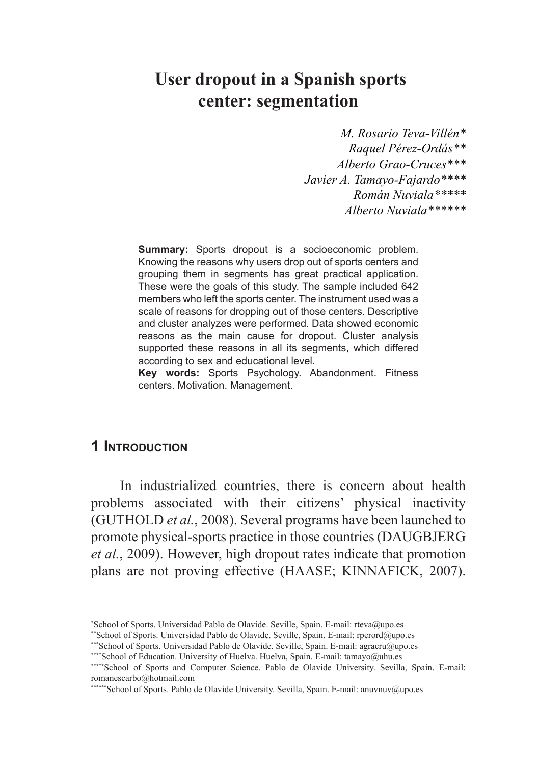# User dropout in a Spanish sports center: segmentation

*M. Rosario Teva-Villén\**
*Raquel Pérez-Ordás\*\**
*Alberto Grao-Cruces\*\*\**
*Javier A. Tamayo-Fajardo\*\*\*\**
*Román Nuviala\*\*\*\*\**
*Alberto Nuviala\*\*\*\*\*\**

**Summary:** Sports dropout is a socioeconomic problem. Knowing the reasons why users drop out of sports centers and grouping them in segments has great practical application. These were the goals of this study. The sample included 642 members who left the sports center. The instrument used was a scale of reasons for dropping out of those centers. Descriptive and cluster analyzes were performed. Data showed economic reasons as the main cause for dropout. Cluster analysis supported these reasons in all its segments, which differed according to sex and educational level.

**Key words:** Sports Psychology. Abandonment. Fitness centers. Motivation. Management.

## 1 Introduction

In industrialized countries, there is concern about health problems associated with their citizens' physical inactivity (GUTHOLD *et al.*, 2008). Several programs have been launched to promote physical-sports practice in those countries (DAUGBJERG *et al.*, 2009). However, high dropout rates indicate that promotion plans are not proving effective (HAASE; KINNAFICK, 2007).

---

\*School of Sports. Universidad Pablo de Olavide. Seville, Spain. E-mail: rteva@upo.es

\*\*School of Sports. Universidad Pablo de Olavide. Seville, Spain. E-mail: rperord@upo.es

\*\*\*School of Sports. Universidad Pablo de Olavide. Seville, Spain. E-mail: agracru@upo.es

\*\*\*\*School of Education. University of Huelva. Huelva, Spain. E-mail: tamayo@uhu.es

\*\*\*\*\*School of Sports and Computer Science. Pablo de Olavide University. Sevilla, Spain. E-mail: romanescarbo@hotmail.com

\*\*\*\*\*\*School of Sports. Pablo de Olavide University. Sevilla, Spain. E-mail: anuvnuv@upo.es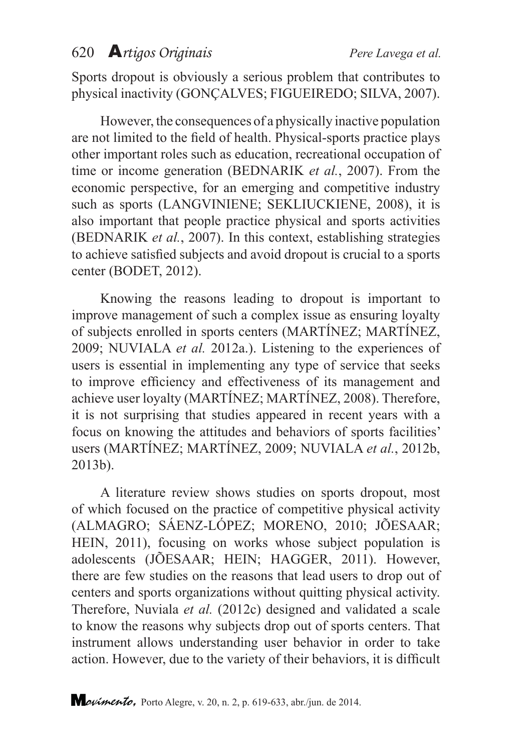Sports dropout is obviously a serious problem that contributes to physical inactivity (GONÇALVES; FIGUEIREDO; SILVA, 2007).

However, the consequences of a physically inactive population are not limited to the field of health. Physical-sports practice plays other important roles such as education, recreational occupation of time or income generation (BEDNARIK *et al.*, 2007). From the economic perspective, for an emerging and competitive industry such as sports (LANGVINIENE; SEKLIUCKIENE, 2008), it is also important that people practice physical and sports activities (BEDNARIK *et al.*, 2007). In this context, establishing strategies to achieve satisfied subjects and avoid dropout is crucial to a sports center (BODET, 2012).

Knowing the reasons leading to dropout is important to improve management of such a complex issue as ensuring loyalty of subjects enrolled in sports centers (MARTÍNEZ; MARTÍNEZ, 2009; NUVIALA *et al.* 2012a.). Listening to the experiences of users is essential in implementing any type of service that seeks to improve efficiency and effectiveness of its management and achieve user loyalty (MARTÍNEZ; MARTÍNEZ, 2008). Therefore, it is not surprising that studies appeared in recent years with a focus on knowing the attitudes and behaviors of sports facilities' users (MARTÍNEZ; MARTÍNEZ, 2009; NUVIALA *et al.*, 2012b, 2013b).

A literature review shows studies on sports dropout, most of which focused on the practice of competitive physical activity (ALMAGRO; SÁENZ-LÓPEZ; MORENO, 2010; JÕESAAR; HEIN, 2011), focusing on works whose subject population is adolescents (JÕESAAR; HEIN; HAGGER, 2011). However, there are few studies on the reasons that lead users to drop out of centers and sports organizations without quitting physical activity. Therefore, Nuviala *et al.* (2012c) designed and validated a scale to know the reasons why subjects drop out of sports centers. That instrument allows understanding user behavior in order to take action. However, due to the variety of their behaviors, it is difficult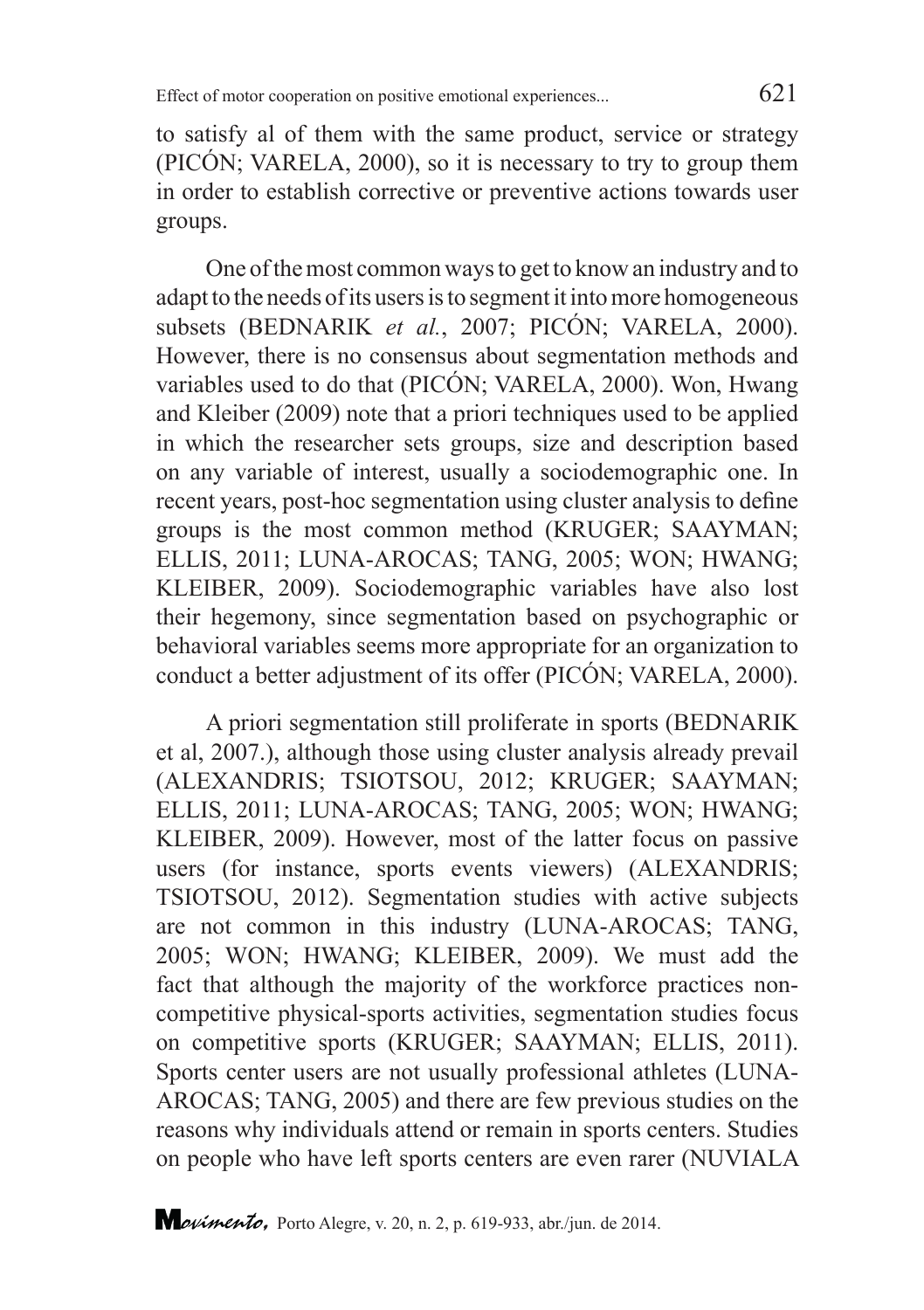to satisfy al of them with the same product, service or strategy (PICÓN; VARELA, 2000), so it is necessary to try to group them in order to establish corrective or preventive actions towards user groups.

One of the most common ways to get to know an industry and to adapt to the needs of its users is to segment it into more homogeneous subsets (BEDNARIK *et al.*, 2007; PICÓN; VARELA, 2000). However, there is no consensus about segmentation methods and variables used to do that (PICÓN; VARELA, 2000). Won, Hwang and Kleiber (2009) note that a priori techniques used to be applied in which the researcher sets groups, size and description based on any variable of interest, usually a sociodemographic one. In recent years, post-hoc segmentation using cluster analysis to define groups is the most common method (KRUGER; SAAYMAN; ELLIS, 2011; LUNA-AROCAS; TANG, 2005; WON; HWANG; KLEIBER, 2009). Sociodemographic variables have also lost their hegemony, since segmentation based on psychographic or behavioral variables seems more appropriate for an organization to conduct a better adjustment of its offer (PICÓN; VARELA, 2000).

A priori segmentation still proliferate in sports (BEDNARIK et al, 2007.), although those using cluster analysis already prevail (ALEXANDRIS; TSIOTSOU, 2012; KRUGER; SAAYMAN; ELLIS, 2011; LUNA-AROCAS; TANG, 2005; WON; HWANG; KLEIBER, 2009). However, most of the latter focus on passive users (for instance, sports events viewers) (ALEXANDRIS; TSIOTSOU, 2012). Segmentation studies with active subjects are not common in this industry (LUNA-AROCAS; TANG, 2005; WON; HWANG; KLEIBER, 2009). We must add the fact that although the majority of the workforce practices non-competitive physical-sports activities, segmentation studies focus on competitive sports (KRUGER; SAAYMAN; ELLIS, 2011). Sports center users are not usually professional athletes (LUNA-AROCAS; TANG, 2005) and there are few previous studies on the reasons why individuals attend or remain in sports centers. Studies on people who have left sports centers are even rarer (NUVIALA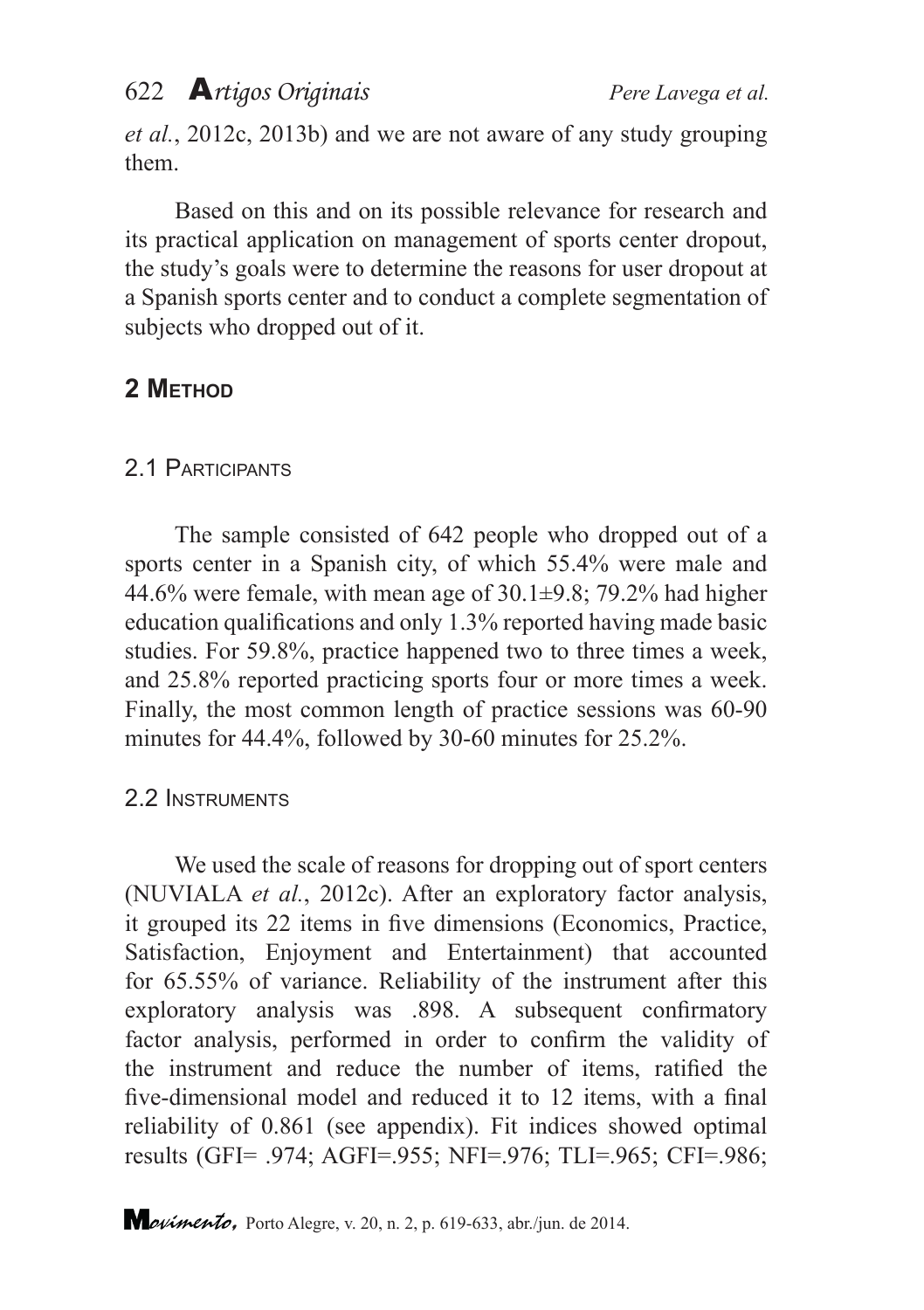*et al.*, 2012c, 2013b) and we are not aware of any study grouping them.

Based on this and on its possible relevance for research and its practical application on management of sports center dropout, the study's goals were to determine the reasons for user dropout at a Spanish sports center and to conduct a complete segmentation of subjects who dropped out of it.

## 2 Method

### 2.1 Participants

The sample consisted of 642 people who dropped out of a sports center in a Spanish city, of which 55.4% were male and 44.6% were female, with mean age of 30.1±9.8; 79.2% had higher education qualifications and only 1.3% reported having made basic studies. For 59.8%, practice happened two to three times a week, and 25.8% reported practicing sports four or more times a week. Finally, the most common length of practice sessions was 60-90 minutes for 44.4%, followed by 30-60 minutes for 25.2%.

### 2.2 Instruments

We used the scale of reasons for dropping out of sport centers (NUVIALA *et al.*, 2012c). After an exploratory factor analysis, it grouped its 22 items in five dimensions (Economics, Practice, Satisfaction, Enjoyment and Entertainment) that accounted for 65.55% of variance. Reliability of the instrument after this exploratory analysis was .898. A subsequent confirmatory factor analysis, performed in order to confirm the validity of the instrument and reduce the number of items, ratified the five-dimensional model and reduced it to 12 items, with a final reliability of 0.861 (see appendix). Fit indices showed optimal results (GFI= .974; AGFI=.955; NFI=.976; TLI=.965; CFI=.986;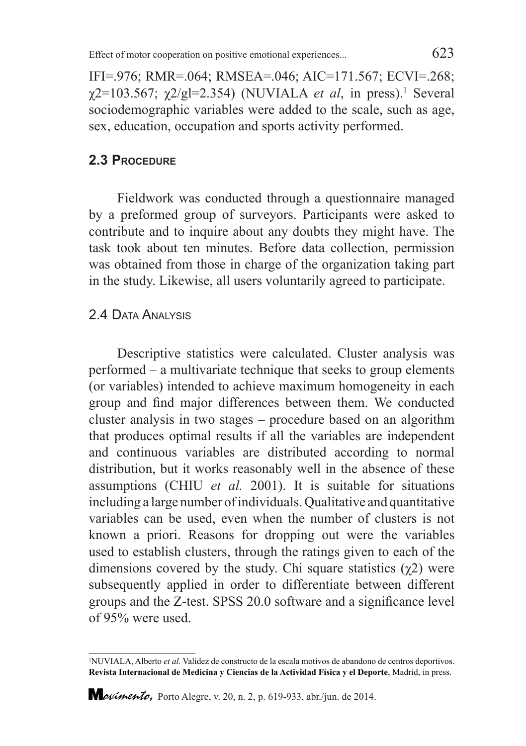IFI=.976; RMR=.064; RMSEA=.046; AIC=171.567; ECVI=.268; $\chi 2$=103.567; $\chi 2$/gl=2.354) (NUVIALA *et al*, in press).[1] Several sociodemographic variables were added to the scale, such as age, sex, education, occupation and sports activity performed.

## 2.3 Procedure

Fieldwork was conducted through a questionnaire managed by a preformed group of surveyors. Participants were asked to contribute and to inquire about any doubts they might have. The task took about ten minutes. Before data collection, permission was obtained from those in charge of the organization taking part in the study. Likewise, all users voluntarily agreed to participate.

## 2.4 Data Analysis

Descriptive statistics were calculated. Cluster analysis was performed – a multivariate technique that seeks to group elements (or variables) intended to achieve maximum homogeneity in each group and find major differences between them. We conducted cluster analysis in two stages – procedure based on an algorithm that produces optimal results if all the variables are independent and continuous variables are distributed according to normal distribution, but it works reasonably well in the absence of these assumptions (CHIU *et al.* 2001). It is suitable for situations including a large number of individuals. Qualitative and quantitative variables can be used, even when the number of clusters is not known a priori. Reasons for dropping out were the variables used to establish clusters, through the ratings given to each of the dimensions covered by the study. Chi square statistics ($\chi 2$) were subsequently applied in order to differentiate between different groups and the Z-test. SPSS 20.0 software and a significance level of 95% were used.

---

[1] NUVIALA, Alberto *et al.* Validez de constructo de la escala motivos de abandono de centros deportivos. **Revista Internacional de Medicina y Ciencias de la Actividad Física y el Deporte**, Madrid, in press.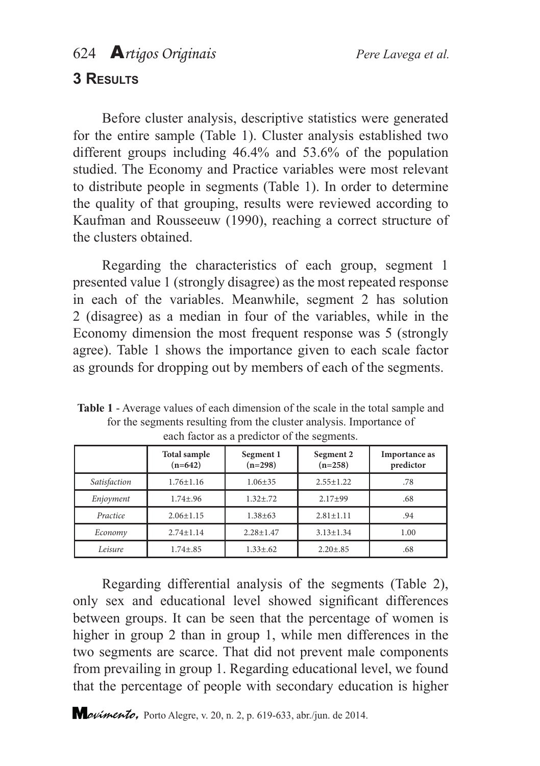## 3 RESULTS

Before cluster analysis, descriptive statistics were generated for the entire sample (Table 1). Cluster analysis established two different groups including 46.4% and 53.6% of the population studied. The Economy and Practice variables were most relevant to distribute people in segments (Table 1). In order to determine the quality of that grouping, results were reviewed according to Kaufman and Rousseeuw (1990), reaching a correct structure of the clusters obtained.

Regarding the characteristics of each group, segment 1 presented value 1 (strongly disagree) as the most repeated response in each of the variables. Meanwhile, segment 2 has solution 2 (disagree) as a median in four of the variables, while in the Economy dimension the most frequent response was 5 (strongly agree). Table 1 shows the importance given to each scale factor as grounds for dropping out by members of each of the segments.

**Table 1** - Average values of each dimension of the scale in the total sample and for the segments resulting from the cluster analysis. Importance of each factor as a predictor of the segments.

| | Total sample (n=642) | Segment 1 (n=298) | Segment 2 (n=258) | Importance as predictor |
|---|---|---|---|---|
| *Satisfaction* | 1.76±1.16 | 1.06±35 | 2.55±1.22 | .78 |
| *Enjoyment* | 1.74±.96 | 1.32±.72 | 2.17±99 | .68 |
| *Practice* | 2.06±1.15 | 1.38±63 | 2.81±1.11 | .94 |
| *Economy* | 2.74±1.14 | 2.28±1.47 | 3.13±1.34 | 1.00 |
| *Leisure* | 1.74±.85 | 1.33±.62 | 2.20±.85 | .68 |

Regarding differential analysis of the segments (Table 2), only sex and educational level showed significant differences between groups. It can be seen that the percentage of women is higher in group 2 than in group 1, while men differences in the two segments are scarce. That did not prevent male components from prevailing in group 1. Regarding educational level, we found that the percentage of people with secondary education is higher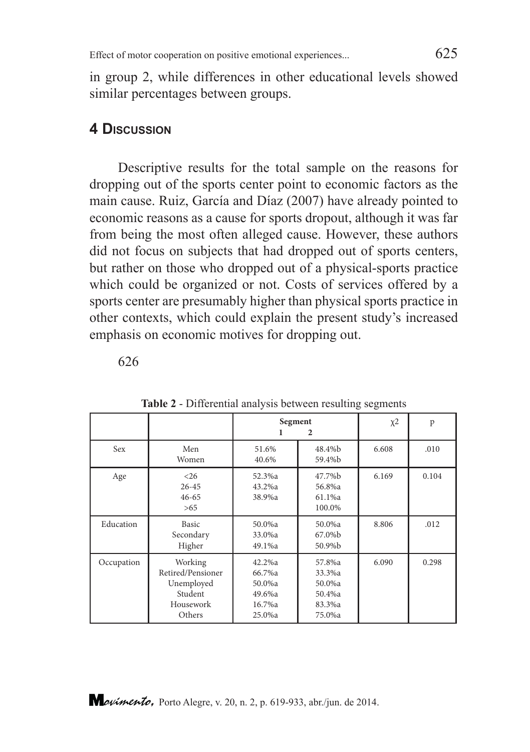in group 2, while differences in other educational levels showed similar percentages between groups.

## 4 Discussion

Descriptive results for the total sample on the reasons for dropping out of the sports center point to economic factors as the main cause. Ruiz, García and Díaz (2007) have already pointed to economic reasons as a cause for sports dropout, although it was far from being the most often alleged cause. However, these authors did not focus on subjects that had dropped out of sports centers, but rather on those who dropped out of a physical-sports practice which could be organized or not. Costs of services offered by a sports center are presumably higher than physical sports practice in other contexts, which could explain the present study's increased emphasis on economic motives for dropping out.

**Table 2** - Differential analysis between resulting segments

| | | Segment 1 | Segment 2 | $\chi^2$ | p |
|---|---|---|---|---|---|
| Sex | Men<br>Women | 51.6%<br>40.6% | 48.4%b<br>59.4%b | 6.608 | .010 |
| Age | <26<br>26-45<br>46-65<br>>65 | 52.3%a<br>43.2%a<br>38.9%a | 47.7%b<br>56.8%a<br>61.1%a<br>100.0% | 6.169 | 0.104 |
| Education | Basic<br>Secondary<br>Higher | 50.0%a<br>33.0%a<br>49.1%a | 50.0%a<br>67.0%b<br>50.9%b | 8.806 | .012 |
| Occupation | Working<br>Retired/Pensioner<br>Unemployed<br>Student<br>Housework<br>Others | 42.2%a<br>66.7%a<br>50.0%a<br>49.6%a<br>16.7%a<br>25.0%a | 57.8%a<br>33.3%a<br>50.0%a<br>50.4%a<br>83.3%a<br>75.0%a | 6.090 | 0.298 |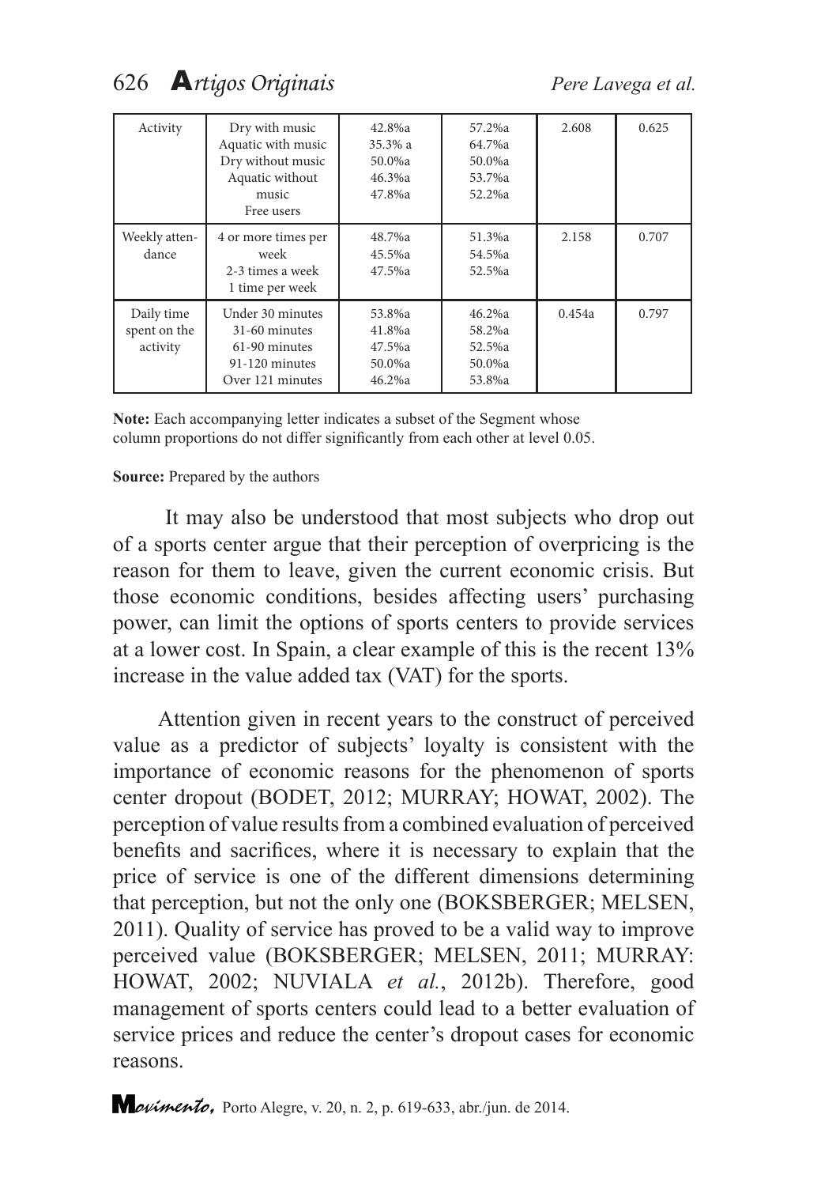| Activity | Dry with music<br>Aquatic with music<br>Dry without music<br>Aquatic without music<br>Free users | 42.8%a<br>35.3% a<br>50.0%a<br>46.3%a<br>47.8%a | 57.2%a<br>64.7%a<br>50.0%a<br>53.7%a<br>52.2%a | 2.608 | 0.625 |
|---|---|---|---|---|---|
| Weekly attendance | 4 or more times per week<br>2-3 times a week<br>1 time per week | 48.7%a<br>45.5%a<br>47.5%a | 51.3%a<br>54.5%a<br>52.5%a | 2.158 | 0.707 |
| Daily time spent on the activity | Under 30 minutes<br>31-60 minutes<br>61-90 minutes<br>91-120 minutes<br>Over 121 minutes | 53.8%a<br>41.8%a<br>47.5%a<br>50.0%a<br>46.2%a | 46.2%a<br>58.2%a<br>52.5%a<br>50.0%a<br>53.8%a | 0.454a | 0.797 |

**Note:** Each accompanying letter indicates a subset of the Segment whose column proportions do not differ significantly from each other at level 0.05.

**Source:** Prepared by the authors

It may also be understood that most subjects who drop out of a sports center argue that their perception of overpricing is the reason for them to leave, given the current economic crisis. But those economic conditions, besides affecting users' purchasing power, can limit the options of sports centers to provide services at a lower cost. In Spain, a clear example of this is the recent 13% increase in the value added tax (VAT) for the sports.

Attention given in recent years to the construct of perceived value as a predictor of subjects' loyalty is consistent with the importance of economic reasons for the phenomenon of sports center dropout (BODET, 2012; MURRAY; HOWAT, 2002). The perception of value results from a combined evaluation of perceived benefits and sacrifices, where it is necessary to explain that the price of service is one of the different dimensions determining that perception, but not the only one (BOKSBERGER; MELSEN, 2011). Quality of service has proved to be a valid way to improve perceived value (BOKSBERGER; MELSEN, 2011; MURRAY: HOWAT, 2002; NUVIALA *et al.*, 2012b). Therefore, good management of sports centers could lead to a better evaluation of service prices and reduce the center's dropout cases for economic reasons.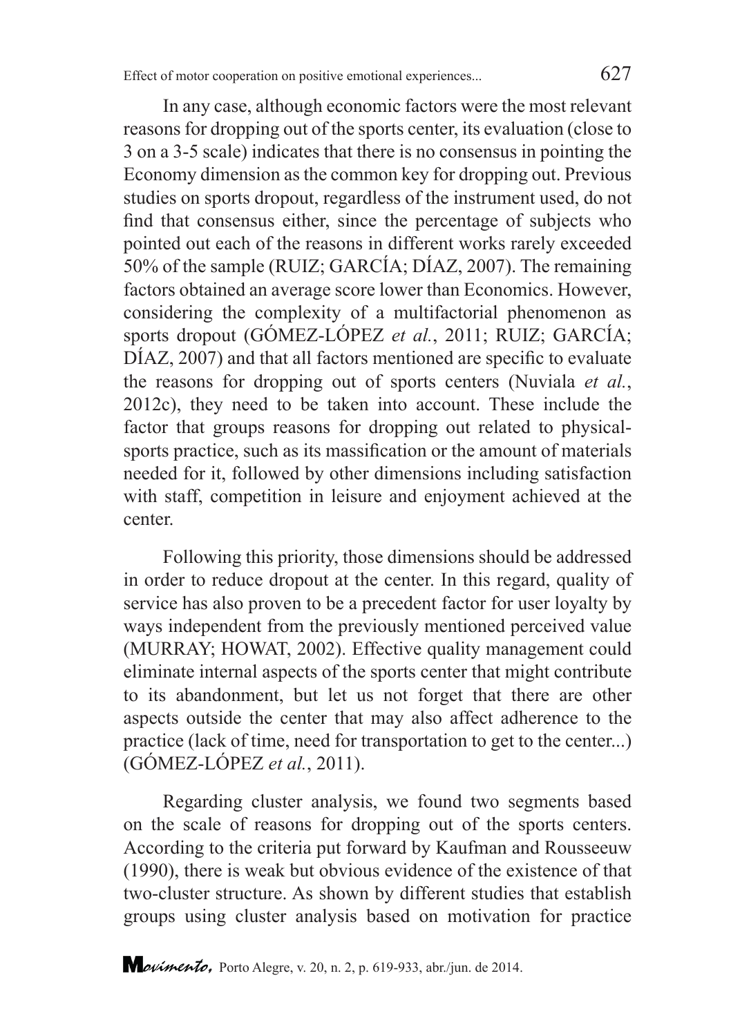In any case, although economic factors were the most relevant reasons for dropping out of the sports center, its evaluation (close to 3 on a 3-5 scale) indicates that there is no consensus in pointing the Economy dimension as the common key for dropping out. Previous studies on sports dropout, regardless of the instrument used, do not find that consensus either, since the percentage of subjects who pointed out each of the reasons in different works rarely exceeded 50% of the sample (RUIZ; GARCÍA; DÍAZ, 2007). The remaining factors obtained an average score lower than Economics. However, considering the complexity of a multifactorial phenomenon as sports dropout (GÓMEZ-LÓPEZ *et al.*, 2011; RUIZ; GARCÍA; DÍAZ, 2007) and that all factors mentioned are specific to evaluate the reasons for dropping out of sports centers (Nuviala *et al.*, 2012c), they need to be taken into account. These include the factor that groups reasons for dropping out related to physical-sports practice, such as its massification or the amount of materials needed for it, followed by other dimensions including satisfaction with staff, competition in leisure and enjoyment achieved at the center.

Following this priority, those dimensions should be addressed in order to reduce dropout at the center. In this regard, quality of service has also proven to be a precedent factor for user loyalty by ways independent from the previously mentioned perceived value (MURRAY; HOWAT, 2002). Effective quality management could eliminate internal aspects of the sports center that might contribute to its abandonment, but let us not forget that there are other aspects outside the center that may also affect adherence to the practice (lack of time, need for transportation to get to the center...) (GÓMEZ-LÓPEZ *et al.*, 2011).

Regarding cluster analysis, we found two segments based on the scale of reasons for dropping out of the sports centers. According to the criteria put forward by Kaufman and Rousseeuw (1990), there is weak but obvious evidence of the existence of that two-cluster structure. As shown by different studies that establish groups using cluster analysis based on motivation for practice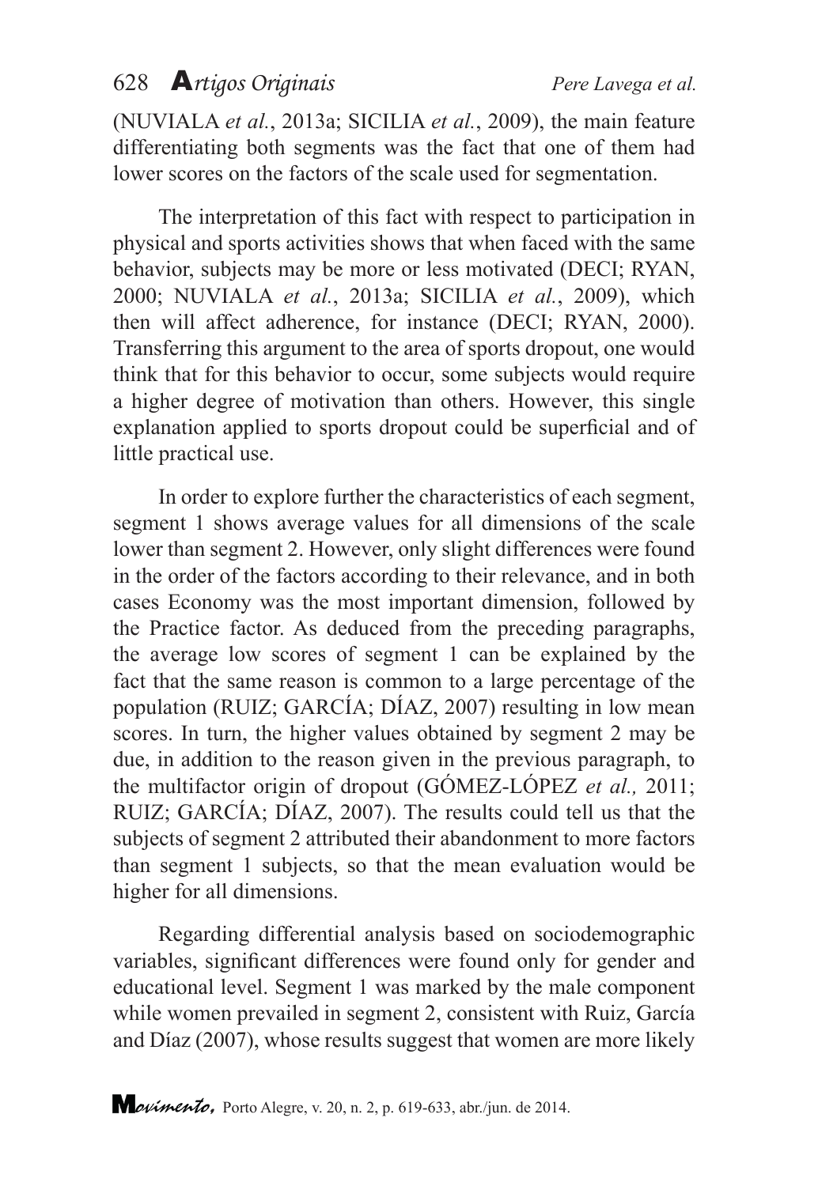(NUVIALA *et al.*, 2013a; SICILIA *et al.*, 2009), the main feature differentiating both segments was the fact that one of them had lower scores on the factors of the scale used for segmentation.

The interpretation of this fact with respect to participation in physical and sports activities shows that when faced with the same behavior, subjects may be more or less motivated (DECI; RYAN, 2000; NUVIALA *et al.*, 2013a; SICILIA *et al.*, 2009), which then will affect adherence, for instance (DECI; RYAN, 2000). Transferring this argument to the area of sports dropout, one would think that for this behavior to occur, some subjects would require a higher degree of motivation than others. However, this single explanation applied to sports dropout could be superficial and of little practical use.

In order to explore further the characteristics of each segment, segment 1 shows average values for all dimensions of the scale lower than segment 2. However, only slight differences were found in the order of the factors according to their relevance, and in both cases Economy was the most important dimension, followed by the Practice factor. As deduced from the preceding paragraphs, the average low scores of segment 1 can be explained by the fact that the same reason is common to a large percentage of the population (RUIZ; GARCÍA; DÍAZ, 2007) resulting in low mean scores. In turn, the higher values obtained by segment 2 may be due, in addition to the reason given in the previous paragraph, to the multifactor origin of dropout (GÓMEZ-LÓPEZ *et al.,* 2011; RUIZ; GARCÍA; DÍAZ, 2007). The results could tell us that the subjects of segment 2 attributed their abandonment to more factors than segment 1 subjects, so that the mean evaluation would be higher for all dimensions.

Regarding differential analysis based on sociodemographic variables, significant differences were found only for gender and educational level. Segment 1 was marked by the male component while women prevailed in segment 2, consistent with Ruiz, García and Díaz (2007), whose results suggest that women are more likely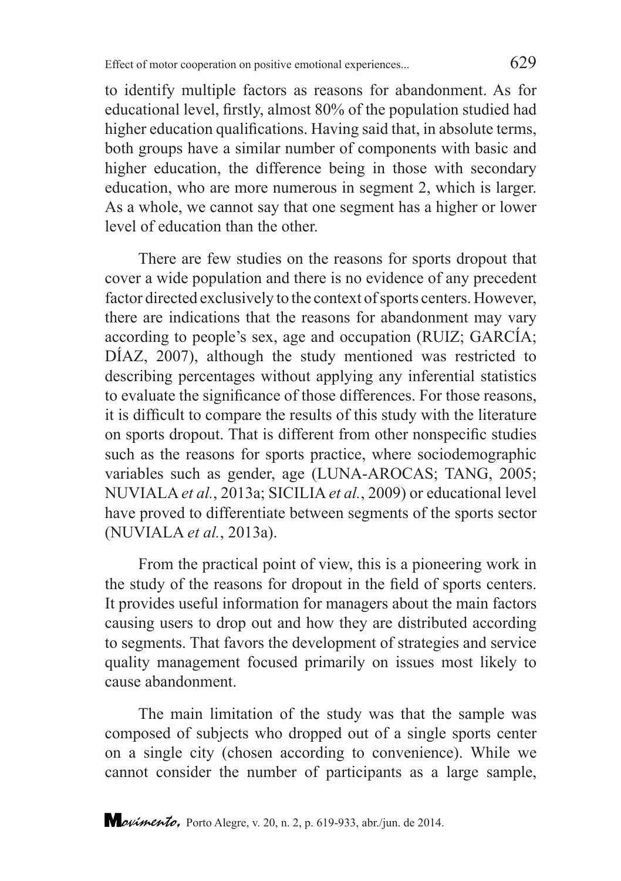to identify multiple factors as reasons for abandonment. As for educational level, firstly, almost 80% of the population studied had higher education qualifications. Having said that, in absolute terms, both groups have a similar number of components with basic and higher education, the difference being in those with secondary education, who are more numerous in segment 2, which is larger. As a whole, we cannot say that one segment has a higher or lower level of education than the other.

There are few studies on the reasons for sports dropout that cover a wide population and there is no evidence of any precedent factor directed exclusively to the context of sports centers. However, there are indications that the reasons for abandonment may vary according to people's sex, age and occupation (RUIZ; GARCÍA; DÍAZ, 2007), although the study mentioned was restricted to describing percentages without applying any inferential statistics to evaluate the significance of those differences. For those reasons, it is difficult to compare the results of this study with the literature on sports dropout. That is different from other nonspecific studies such as the reasons for sports practice, where sociodemographic variables such as gender, age (LUNA-AROCAS; TANG, 2005; NUVIALA *et al.*, 2013a; SICILIA *et al.*, 2009) or educational level have proved to differentiate between segments of the sports sector (NUVIALA *et al.*, 2013a).

From the practical point of view, this is a pioneering work in the study of the reasons for dropout in the field of sports centers. It provides useful information for managers about the main factors causing users to drop out and how they are distributed according to segments. That favors the development of strategies and service quality management focused primarily on issues most likely to cause abandonment.

The main limitation of the study was that the sample was composed of subjects who dropped out of a single sports center on a single city (chosen according to convenience). While we cannot consider the number of participants as a large sample,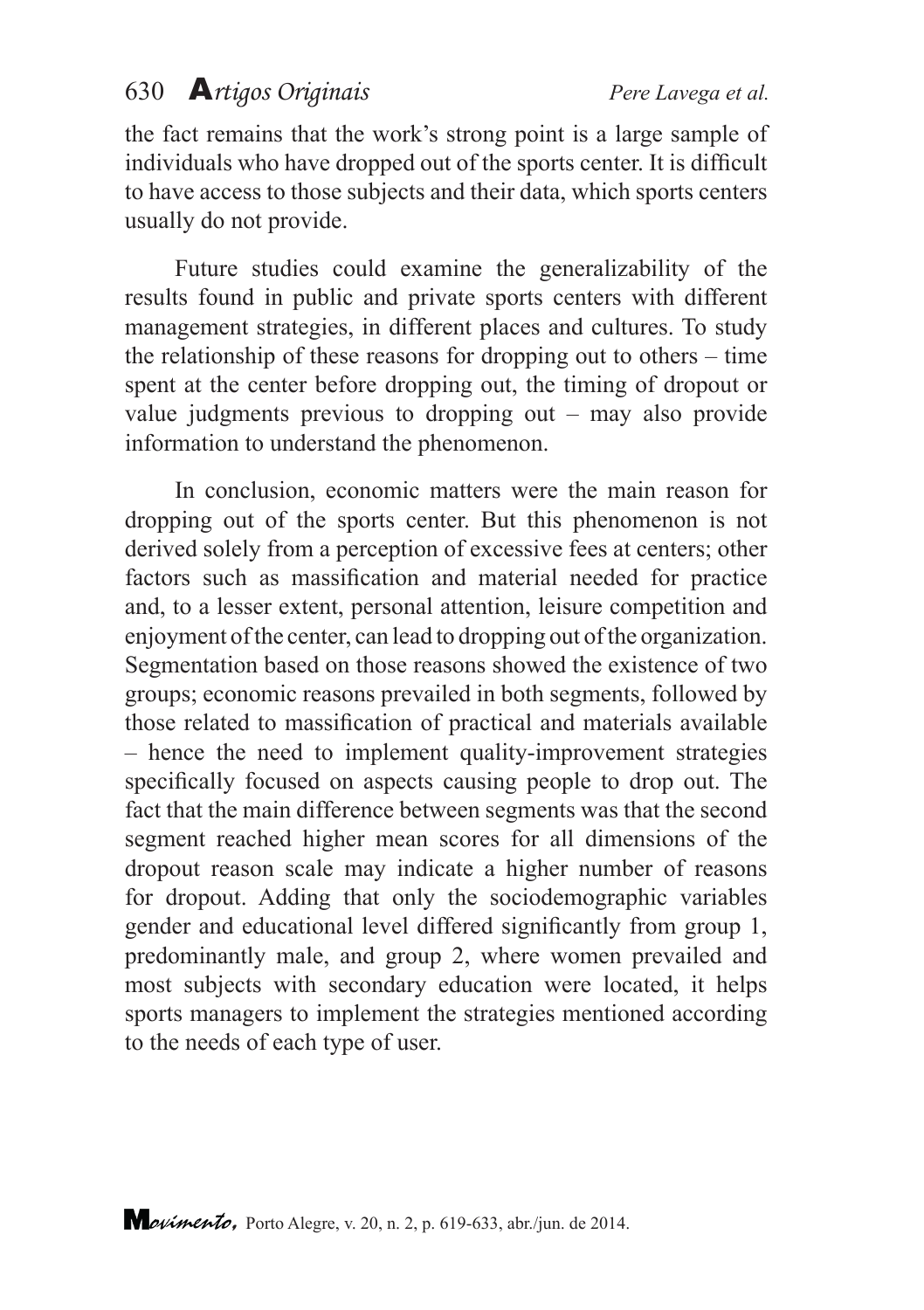the fact remains that the work's strong point is a large sample of individuals who have dropped out of the sports center. It is difficult to have access to those subjects and their data, which sports centers usually do not provide.

Future studies could examine the generalizability of the results found in public and private sports centers with different management strategies, in different places and cultures. To study the relationship of these reasons for dropping out to others – time spent at the center before dropping out, the timing of dropout or value judgments previous to dropping out – may also provide information to understand the phenomenon.

In conclusion, economic matters were the main reason for dropping out of the sports center. But this phenomenon is not derived solely from a perception of excessive fees at centers; other factors such as massification and material needed for practice and, to a lesser extent, personal attention, leisure competition and enjoyment of the center, can lead to dropping out of the organization. Segmentation based on those reasons showed the existence of two groups; economic reasons prevailed in both segments, followed by those related to massification of practical and materials available – hence the need to implement quality-improvement strategies specifically focused on aspects causing people to drop out. The fact that the main difference between segments was that the second segment reached higher mean scores for all dimensions of the dropout reason scale may indicate a higher number of reasons for dropout. Adding that only the sociodemographic variables gender and educational level differed significantly from group 1, predominantly male, and group 2, where women prevailed and most subjects with secondary education were located, it helps sports managers to implement the strategies mentioned according to the needs of each type of user.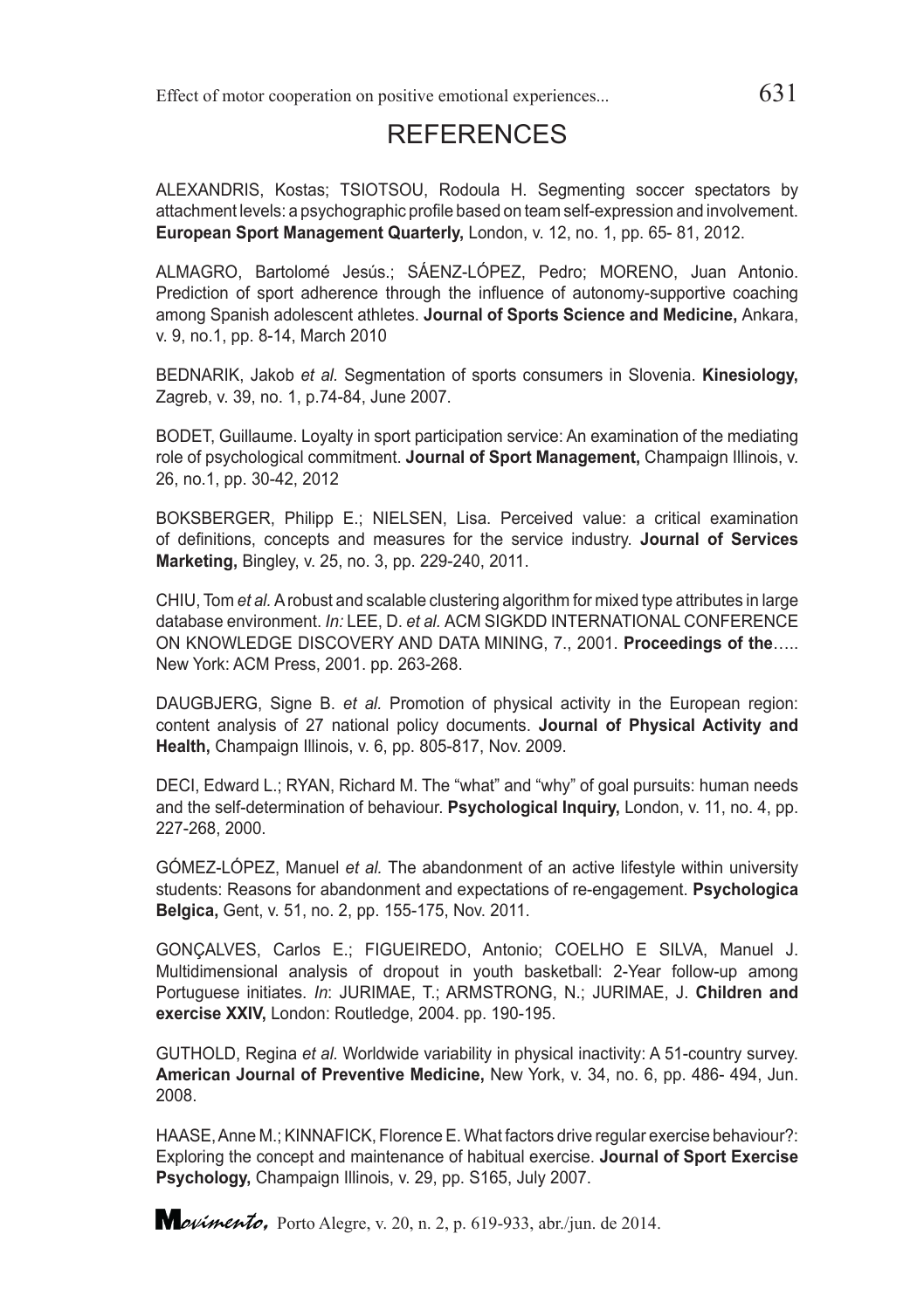# REFERENCES

ALEXANDRIS, Kostas; TSIOTSOU, Rodoula H. Segmenting soccer spectators by attachment levels: a psychographic profile based on team self-expression and involvement. **European Sport Management Quarterly,** London, v. 12, no. 1, pp. 65- 81, 2012.

ALMAGRO, Bartolomé Jesús.; SÁENZ-LÓPEZ, Pedro; MORENO, Juan Antonio. Prediction of sport adherence through the influence of autonomy-supportive coaching among Spanish adolescent athletes. **Journal of Sports Science and Medicine,** Ankara, v. 9, no.1, pp. 8-14, March 2010

BEDNARIK, Jakob *et al.* Segmentation of sports consumers in Slovenia. **Kinesiology,** Zagreb, v. 39, no. 1, p.74-84, June 2007.

BODET, Guillaume. Loyalty in sport participation service: An examination of the mediating role of psychological commitment. **Journal of Sport Management,** Champaign Illinois, v. 26, no.1, pp. 30-42, 2012

BOKSBERGER, Philipp E.; NIELSEN, Lisa. Perceived value: a critical examination of definitions, concepts and measures for the service industry. **Journal of Services Marketing,** Bingley, v. 25, no. 3, pp. 229-240, 2011.

CHIU, Tom *et al.* A robust and scalable clustering algorithm for mixed type attributes in large database environment. *In:* LEE, D. *et al.* ACM SIGKDD INTERNATIONAL CONFERENCE ON KNOWLEDGE DISCOVERY AND DATA MINING, 7., 2001. **Proceedings of the**….. New York: ACM Press, 2001. pp. 263-268.

DAUGBJERG, Signe B. *et al.* Promotion of physical activity in the European region: content analysis of 27 national policy documents. **Journal of Physical Activity and Health,** Champaign Illinois, v. 6, pp. 805-817, Nov. 2009.

DECI, Edward L.; RYAN, Richard M. The "what" and "why" of goal pursuits: human needs and the self-determination of behaviour. **Psychological Inquiry,** London, v. 11, no. 4, pp. 227-268, 2000.

GÓMEZ-LÓPEZ, Manuel *et al.* The abandonment of an active lifestyle within university students: Reasons for abandonment and expectations of re-engagement. **Psychologica Belgica,** Gent, v. 51, no. 2, pp. 155-175, Nov. 2011.

GONÇALVES, Carlos E.; FIGUEIREDO, Antonio; COELHO E SILVA, Manuel J. Multidimensional analysis of dropout in youth basketball: 2-Year follow-up among Portuguese initiates. *In*: JURIMAE, T.; ARMSTRONG, N.; JURIMAE, J. **Children and exercise XXIV,** London: Routledge, 2004. pp. 190-195.

GUTHOLD, Regina *et al.* Worldwide variability in physical inactivity: A 51-country survey. **American Journal of Preventive Medicine,** New York, v. 34, no. 6, pp. 486- 494, Jun. 2008.

HAASE, Anne M.; KINNAFICK, Florence E. What factors drive regular exercise behaviour?: Exploring the concept and maintenance of habitual exercise. **Journal of Sport Exercise Psychology,** Champaign Illinois, v. 29, pp. S165, July 2007.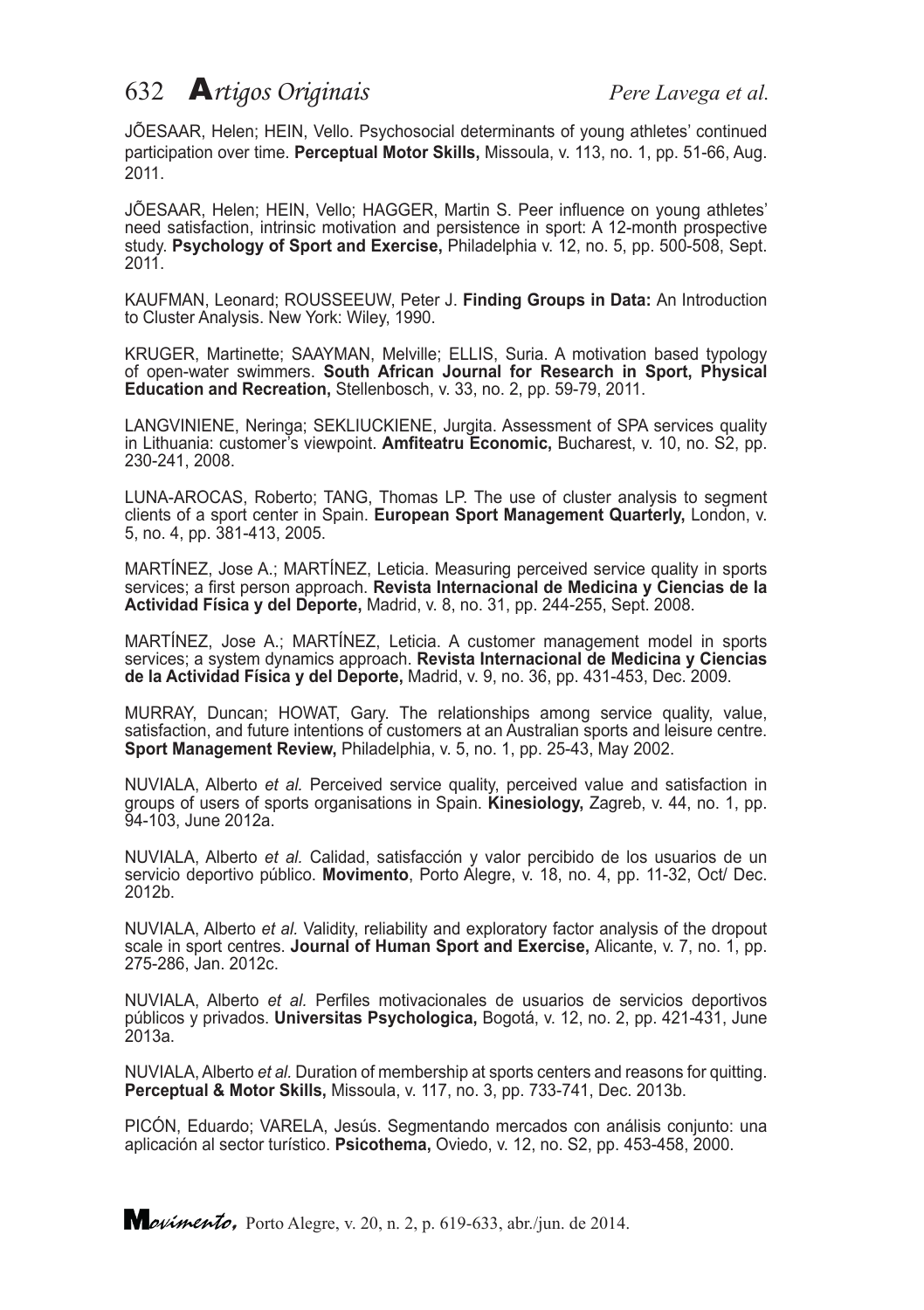JÕESAAR, Helen; HEIN, Vello. Psychosocial determinants of young athletes' continued participation over time. **Perceptual Motor Skills,** Missoula, v. 113, no. 1, pp. 51-66, Aug. 2011.

JÕESAAR, Helen; HEIN, Vello; HAGGER, Martin S. Peer influence on young athletes' need satisfaction, intrinsic motivation and persistence in sport: A 12-month prospective study. **Psychology of Sport and Exercise,** Philadelphia v. 12, no. 5, pp. 500-508, Sept. 2011.

KAUFMAN, Leonard; ROUSSEEUW, Peter J. **Finding Groups in Data:** An Introduction to Cluster Analysis. New York: Wiley, 1990.

KRUGER, Martinette; SAAYMAN, Melville; ELLIS, Suria. A motivation based typology of open-water swimmers. **South African Journal for Research in Sport, Physical Education and Recreation,** Stellenbosch, v. 33, no. 2, pp. 59-79, 2011.

LANGVINIENE, Neringa; SEKLIUCKIENE, Jurgita. Assessment of SPA services quality in Lithuania: customer's viewpoint. **Amfiteatru Economic,** Bucharest, v. 10, no. S2, pp. 230-241, 2008.

LUNA-AROCAS, Roberto; TANG, Thomas LP. The use of cluster analysis to segment clients of a sport center in Spain. **European Sport Management Quarterly,** London, v. 5, no. 4, pp. 381-413, 2005.

MARTÍNEZ, Jose A.; MARTÍNEZ, Leticia. Measuring perceived service quality in sports services; a first person approach. **Revista Internacional de Medicina y Ciencias de la Actividad Física y del Deporte,** Madrid, v. 8, no. 31, pp. 244-255, Sept. 2008.

MARTÍNEZ, Jose A.; MARTÍNEZ, Leticia. A customer management model in sports services; a system dynamics approach. **Revista Internacional de Medicina y Ciencias de la Actividad Física y del Deporte,** Madrid, v. 9, no. 36, pp. 431-453, Dec. 2009.

MURRAY, Duncan; HOWAT, Gary. The relationships among service quality, value, satisfaction, and future intentions of customers at an Australian sports and leisure centre. **Sport Management Review,** Philadelphia, v. 5, no. 1, pp. 25-43, May 2002.

NUVIALA, Alberto *et al.* Perceived service quality, perceived value and satisfaction in groups of users of sports organisations in Spain. **Kinesiology,** Zagreb, v. 44, no. 1, pp. 94-103, June 2012a.

NUVIALA, Alberto *et al.* Calidad, satisfacción y valor percibido de los usuarios de un servicio deportivo público. **Movimento**, Porto Alegre, v. 18, no. 4, pp. 11-32, Oct/ Dec. 2012b.

NUVIALA, Alberto *et al.* Validity, reliability and exploratory factor analysis of the dropout scale in sport centres. **Journal of Human Sport and Exercise,** Alicante, v. 7, no. 1, pp. 275-286, Jan. 2012c.

NUVIALA, Alberto *et al.* Perfiles motivacionales de usuarios de servicios deportivos públicos y privados. **Universitas Psychologica,** Bogotá, v. 12, no. 2, pp. 421-431, June 2013a.

NUVIALA, Alberto *et al.* Duration of membership at sports centers and reasons for quitting. **Perceptual & Motor Skills,** Missoula, v. 117, no. 3, pp. 733-741, Dec. 2013b.

PICÓN, Eduardo; VARELA, Jesús. Segmentando mercados con análisis conjunto: una aplicación al sector turístico. **Psicothema,** Oviedo, v. 12, no. S2, pp. 453-458, 2000.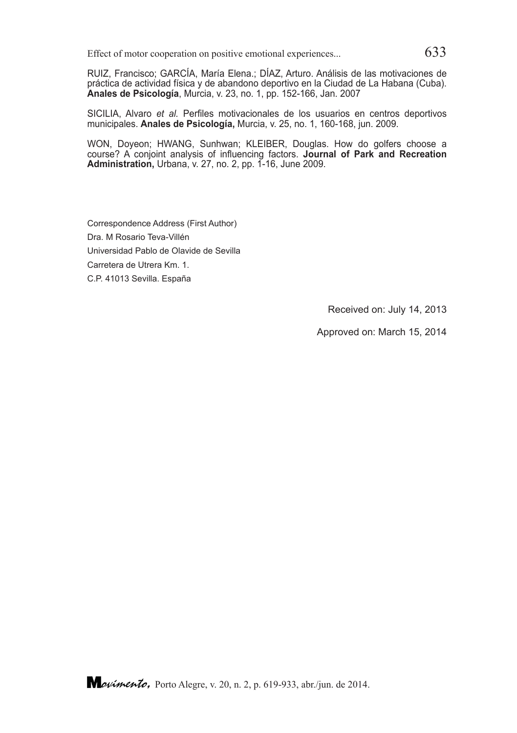RUIZ, Francisco; GARCÍA, María Elena.; DÍAZ, Arturo. Análisis de las motivaciones de práctica de actividad física y de abandono deportivo en la Ciudad de La Habana (Cuba). **Anales de Psicología**, Murcia, v. 23, no. 1, pp. 152-166, Jan. 2007

SICILIA, Alvaro *et al.* Perfiles motivacionales de los usuarios en centros deportivos municipales. **Anales de Psicología,** Murcia, v. 25, no. 1, 160-168, jun. 2009.

WON, Doyeon; HWANG, Sunhwan; KLEIBER, Douglas. How do golfers choose a course? A conjoint analysis of influencing factors. **Journal of Park and Recreation Administration,** Urbana, v. 27, no. 2, pp. 1-16, June 2009.

Correspondence Address (First Author)
Dra. M Rosario Teva-Villén
Universidad Pablo de Olavide de Sevilla
Carretera de Utrera Km. 1.
C.P. 41013 Sevilla. España

Received on: July 14, 2013

Approved on: March 15, 2014